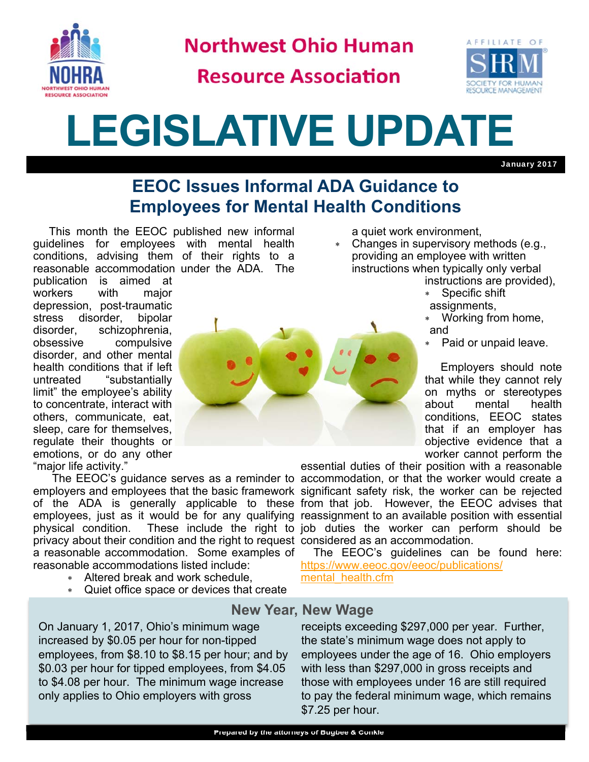Northwest Ohio Human Resource Association

# LEGISLATIVE UPDATE

January 2017

## EEOC Issues Informal ADA Guidance to Employees for Mental Health Conditions

This month the EEOC published new informal guidelines for employees with mental health conditions, advising them of their rights to a reasonable accommodation under the ADA. The publication is aimed at workers with major depression, post-traumatic stress disorder, bipolar disorder, schizophrenia, obsessive compulsive disorder, and other mental health conditions that if left untreated "substantially limit" the employee's ability to concentrate, interact with others, communicate, eat, sleep, care for themselves, regulate their thoughts or emotions, or do any other "major life activity."

The EEOC's guidance serves as a reminder to employers and employees that the basic framework of the ADA is generally applicable to these employees, just as it would be for any qualifying physical condition. These include the right to privacy about their condition and the right to request a reasonable accommodation. Some examples of reasonable accommodations listed include:

- Altered break and work schedule,
- Quiet office space or devices that create a quiet work environment,
- Changes in supervisory methods (e.g., providing an employee with written instructions when typically only verbal instructions are provided),
- Specific shift assignments,
- Working from home, and
- Paid or unpaid leave.

Employers should note that while they cannot rely on myths or stereotypes about mental health conditions, EEOC states that if an employer has objective evidence that a worker cannot perform the essential duties of their position with a reasonable accommodation, or that the worker would create a significant safety risk, the worker can be rejected from that job. However, the EEOC advises that reassignment to an available position with essential job duties the worker can perform should be considered as an accommodation.

The EEOC's guidelines can be found here: https://www.eeoc.gov/eeoc/publications/mental_health.cfm

## New Year, New Wage

On January 1, 2017, Ohio's minimum wage increased by $0.05 per hour for non-tipped employees, from $8.10 to $8.15 per hour; and by $0.03 per hour for tipped employees, from $4.05 to $4.08 per hour. The minimum wage increase only applies to Ohio employers with gross receipts exceeding $297,000 per year. Further, the state's minimum wage does not apply to employees under the age of 16. Ohio employers with less than $297,000 in gross receipts and those with employees under 16 are still required to pay the federal minimum wage, which remains $7.25 per hour.

Prepared by the attorneys of Bugbee & Conkle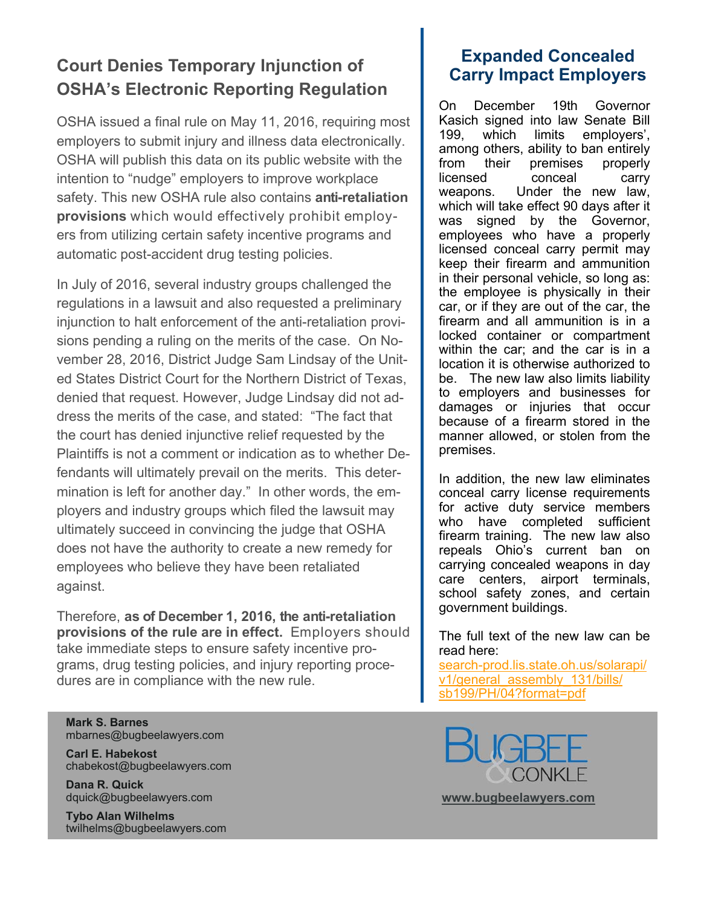## Court Denies Temporary Injunction of OSHA's Electronic Reporting Regulation

OSHA issued a final rule on May 11, 2016, requiring most employers to submit injury and illness data electronically. OSHA will publish this data on its public website with the intention to "nudge" employers to improve workplace safety. This new OSHA rule also contains **anti-retaliation provisions** which would effectively prohibit employers from utilizing certain safety incentive programs and automatic post-accident drug testing policies.

In July of 2016, several industry groups challenged the regulations in a lawsuit and also requested a preliminary injunction to halt enforcement of the anti-retaliation provisions pending a ruling on the merits of the case. On November 28, 2016, District Judge Sam Lindsay of the United States District Court for the Northern District of Texas, denied that request. However, Judge Lindsay did not address the merits of the case, and stated: "The fact that the court has denied injunctive relief requested by the Plaintiffs is not a comment or indication as to whether Defendants will ultimately prevail on the merits. This determination is left for another day." In other words, the employers and industry groups which filed the lawsuit may ultimately succeed in convincing the judge that OSHA does not have the authority to create a new remedy for employees who believe they have been retaliated against.

Therefore, **as of December 1, 2016, the anti-retaliation provisions of the rule are in effect.** Employers should take immediate steps to ensure safety incentive programs, drug testing policies, and injury reporting procedures are in compliance with the new rule.

## Expanded Concealed Carry Impact Employers

On December 19th Governor Kasich signed into law Senate Bill 199, which limits employers', among others, ability to ban entirely from their premises properly licensed conceal carry weapons. Under the new law, which will take effect 90 days after it was signed by the Governor, employees who have a properly licensed conceal carry permit may keep their firearm and ammunition in their personal vehicle, so long as: the employee is physically in their car, or if they are out of the car, the firearm and all ammunition is in a locked container or compartment within the car; and the car is in a location it is otherwise authorized to be. The new law also limits liability to employers and businesses for damages or injuries that occur because of a firearm stored in the manner allowed, or stolen from the premises.

In addition, the new law eliminates conceal carry license requirements for active duty service members who have completed sufficient firearm training. The new law also repeals Ohio's current ban on carrying concealed weapons in day care centers, airport terminals, school safety zones, and certain government buildings.

The full text of the new law can be read here:
search-prod.lis.state.oh.us/solarapi/v1/general_assembly_131/bills/sb199/PH/04?format=pdf

**Mark S. Barnes**
mbarnes@bugbeelawyers.com

**Carl E. Habekost**
chabekost@bugbeelawyers.com

**Dana R. Quick**
dquick@bugbeelawyers.com

**Tybo Alan Wilhelms**
twilhelms@bugbeelawyers.com

BUGBEE & CONKLE

**www.bugbeelawyers.com**